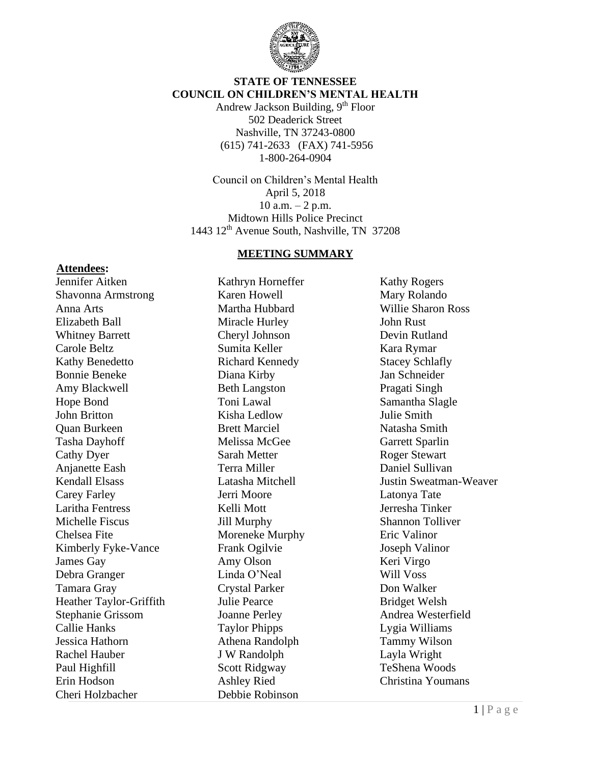**STATE OF TENNESSEE**
**COUNCIL ON CHILDREN'S MENTAL HEALTH**

Andrew Jackson Building, 9th Floor
502 Deaderick Street
Nashville, TN 37243-0800
(615) 741-2633 (FAX) 741-5956
1-800-264-0904

Council on Children's Mental Health
April 5, 2018
10 a.m. – 2 p.m.
Midtown Hills Police Precinct
1443 12th Avenue South, Nashville, TN 37208

**MEETING SUMMARY**

**Attendees:**

Jennifer Aitken
Shavonna Armstrong
Anna Arts
Elizabeth Ball
Whitney Barrett
Carole Beltz
Kathy Benedetto
Bonnie Beneke
Amy Blackwell
Hope Bond
John Britton
Quan Burkeen
Tasha Dayhoff
Cathy Dyer
Anjanette Eash
Kendall Elsass
Carey Farley
Laritha Fentress
Michelle Fiscus
Chelsea Fite
Kimberly Fyke-Vance
James Gay
Debra Granger
Tamara Gray
Heather Taylor-Griffith
Stephanie Grissom
Callie Hanks
Jessica Hathorn
Rachel Hauber
Paul Highfill
Erin Hodson
Cheri Holzbacher
Kathryn Horneffer
Karen Howell
Martha Hubbard
Miracle Hurley
Cheryl Johnson
Sumita Keller
Richard Kennedy
Diana Kirby
Beth Langston
Toni Lawal
Kisha Ledlow
Brett Marciel
Melissa McGee
Sarah Metter
Terra Miller
Latasha Mitchell
Jerri Moore
Kelli Mott
Jill Murphy
Moreneke Murphy
Frank Ogilvie
Amy Olson
Linda O'Neal
Crystal Parker
Julie Pearce
Joanne Perley
Taylor Phipps
Athena Randolph
J W Randolph
Scott Ridgway
Ashley Ried
Debbie Robinson
Kathy Rogers
Mary Rolando
Willie Sharon Ross
John Rust
Devin Rutland
Kara Rymar
Stacey Schlafly
Jan Schneider
Pragati Singh
Samantha Slagle
Julie Smith
Natasha Smith
Garrett Sparlin
Roger Stewart
Daniel Sullivan
Justin Sweatman-Weaver
Latonya Tate
Jerresha Tinker
Shannon Tolliver
Eric Valinor
Joseph Valinor
Keri Virgo
Will Voss
Don Walker
Bridget Welsh
Andrea Westerfield
Lygia Williams
Tammy Wilson
Layla Wright
TeShena Woods
Christina Youmans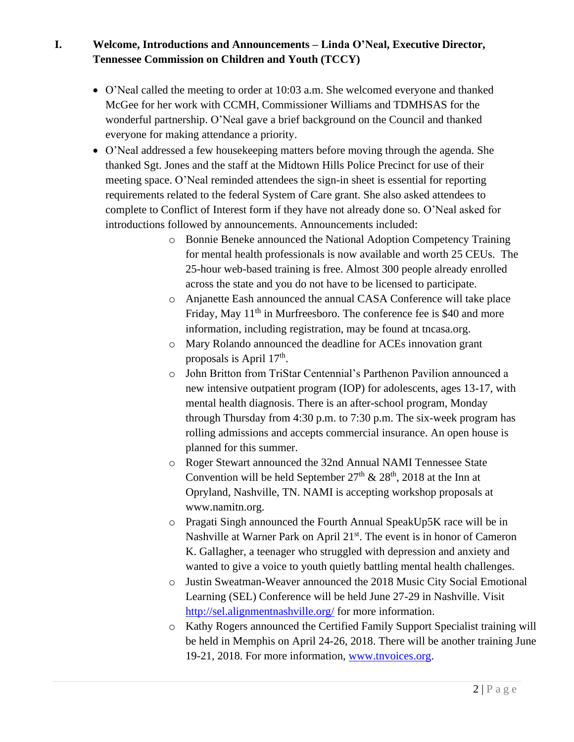## I. Welcome, Introductions and Announcements – Linda O'Neal, Executive Director, Tennessee Commission on Children and Youth (TCCY)

- O'Neal called the meeting to order at 10:03 a.m. She welcomed everyone and thanked McGee for her work with CCMH, Commissioner Williams and TDMHSAS for the wonderful partnership. O'Neal gave a brief background on the Council and thanked everyone for making attendance a priority.
- O'Neal addressed a few housekeeping matters before moving through the agenda. She thanked Sgt. Jones and the staff at the Midtown Hills Police Precinct for use of their meeting space. O'Neal reminded attendees the sign-in sheet is essential for reporting requirements related to the federal System of Care grant. She also asked attendees to complete to Conflict of Interest form if they have not already done so. O'Neal asked for introductions followed by announcements. Announcements included:
    - Bonnie Beneke announced the National Adoption Competency Training for mental health professionals is now available and worth 25 CEUs. The 25-hour web-based training is free. Almost 300 people already enrolled across the state and you do not have to be licensed to participate.
    - Anjanette Eash announced the annual CASA Conference will take place Friday, May 11th in Murfreesboro. The conference fee is $40 and more information, including registration, may be found at tncasa.org.
    - Mary Rolando announced the deadline for ACEs innovation grant proposals is April 17th.
    - John Britton from TriStar Centennial's Parthenon Pavilion announced a new intensive outpatient program (IOP) for adolescents, ages 13-17, with mental health diagnosis. There is an after-school program, Monday through Thursday from 4:30 p.m. to 7:30 p.m. The six-week program has rolling admissions and accepts commercial insurance. An open house is planned for this summer.
    - Roger Stewart announced the 32nd Annual NAMI Tennessee State Convention will be held September 27th & 28th, 2018 at the Inn at Opryland, Nashville, TN. NAMI is accepting workshop proposals at www.namitn.org.
    - Pragati Singh announced the Fourth Annual SpeakUp5K race will be in Nashville at Warner Park on April 21st. The event is in honor of Cameron K. Gallagher, a teenager who struggled with depression and anxiety and wanted to give a voice to youth quietly battling mental health challenges.
    - Justin Sweatman-Weaver announced the 2018 Music City Social Emotional Learning (SEL) Conference will be held June 27-29 in Nashville. Visit http://sel.alignmentnashville.org/ for more information.
    - Kathy Rogers announced the Certified Family Support Specialist training will be held in Memphis on April 24-26, 2018. There will be another training June 19-21, 2018. For more information, www.tnvoices.org.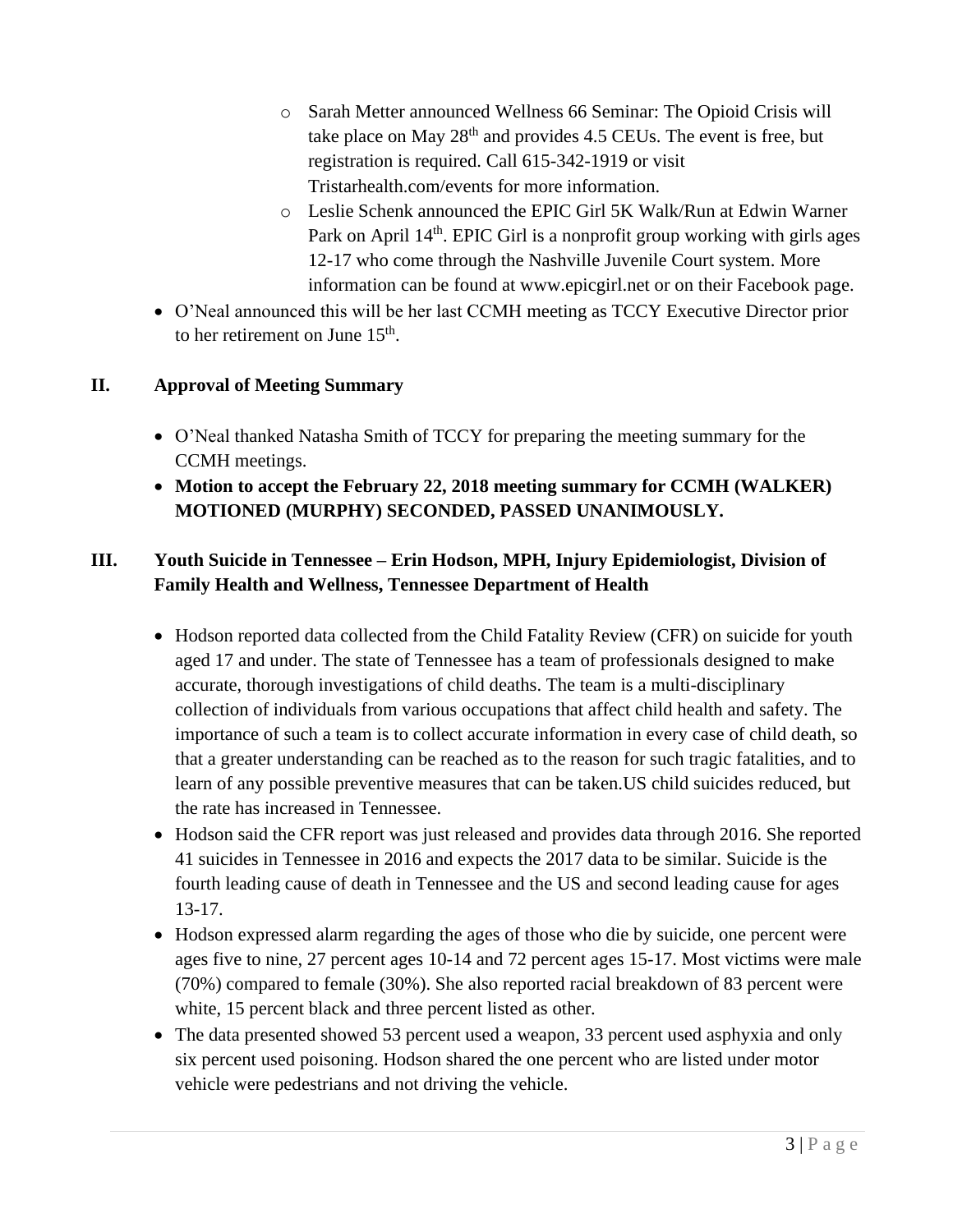- Sarah Metter announced Wellness 66 Seminar: The Opioid Crisis will take place on May 28th and provides 4.5 CEUs. The event is free, but registration is required. Call 615-342-1919 or visit Tristarhealth.com/events for more information.
  - Leslie Schenk announced the EPIC Girl 5K Walk/Run at Edwin Warner Park on April 14th. EPIC Girl is a nonprofit group working with girls ages 12-17 who come through the Nashville Juvenile Court system. More information can be found at www.epicgirl.net or on their Facebook page.
- O'Neal announced this will be her last CCMH meeting as TCCY Executive Director prior to her retirement on June 15th.

## II. Approval of Meeting Summary

- O'Neal thanked Natasha Smith of TCCY for preparing the meeting summary for the CCMH meetings.
- **Motion to accept the February 22, 2018 meeting summary for CCMH (WALKER) MOTIONED (MURPHY) SECONDED, PASSED UNANIMOUSLY.**

## III. Youth Suicide in Tennessee – Erin Hodson, MPH, Injury Epidemiologist, Division of Family Health and Wellness, Tennessee Department of Health

- Hodson reported data collected from the Child Fatality Review (CFR) on suicide for youth aged 17 and under. The state of Tennessee has a team of professionals designed to make accurate, thorough investigations of child deaths. The team is a multi-disciplinary collection of individuals from various occupations that affect child health and safety. The importance of such a team is to collect accurate information in every case of child death, so that a greater understanding can be reached as to the reason for such tragic fatalities, and to learn of any possible preventive measures that can be taken.US child suicides reduced, but the rate has increased in Tennessee.
- Hodson said the CFR report was just released and provides data through 2016. She reported 41 suicides in Tennessee in 2016 and expects the 2017 data to be similar. Suicide is the fourth leading cause of death in Tennessee and the US and second leading cause for ages 13-17.
- Hodson expressed alarm regarding the ages of those who die by suicide, one percent were ages five to nine, 27 percent ages 10-14 and 72 percent ages 15-17. Most victims were male (70%) compared to female (30%). She also reported racial breakdown of 83 percent were white, 15 percent black and three percent listed as other.
- The data presented showed 53 percent used a weapon, 33 percent used asphyxia and only six percent used poisoning. Hodson shared the one percent who are listed under motor vehicle were pedestrians and not driving the vehicle.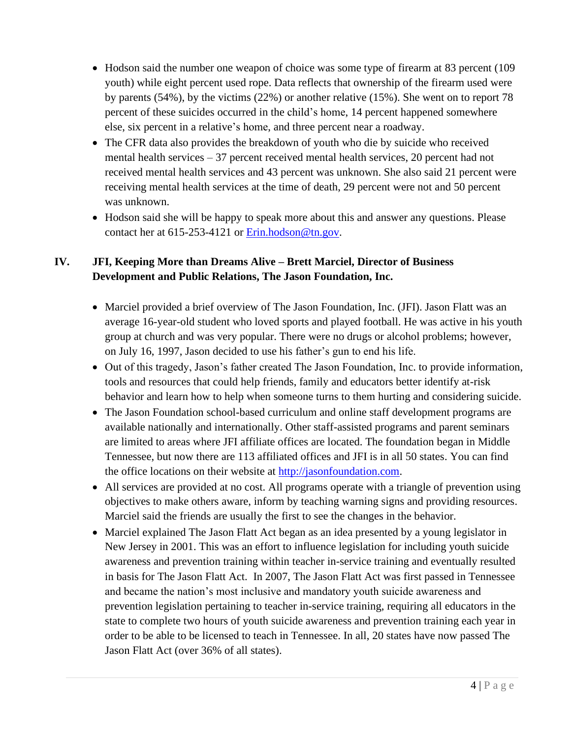- Hodson said the number one weapon of choice was some type of firearm at 83 percent (109 youth) while eight percent used rope. Data reflects that ownership of the firearm used were by parents (54%), by the victims (22%) or another relative (15%). She went on to report 78 percent of these suicides occurred in the child's home, 14 percent happened somewhere else, six percent in a relative's home, and three percent near a roadway.
- The CFR data also provides the breakdown of youth who die by suicide who received mental health services – 37 percent received mental health services, 20 percent had not received mental health services and 43 percent was unknown. She also said 21 percent were receiving mental health services at the time of death, 29 percent were not and 50 percent was unknown.
- Hodson said she will be happy to speak more about this and answer any questions. Please contact her at 615-253-4121 or [Erin.hodson@tn.gov](mailto:Erin.hodson@tn.gov).

## IV. JFI, Keeping More than Dreams Alive – Brett Marciel, Director of Business Development and Public Relations, The Jason Foundation, Inc.

- Marciel provided a brief overview of The Jason Foundation, Inc. (JFI). Jason Flatt was an average 16-year-old student who loved sports and played football. He was active in his youth group at church and was very popular. There were no drugs or alcohol problems; however, on July 16, 1997, Jason decided to use his father's gun to end his life.
- Out of this tragedy, Jason's father created The Jason Foundation, Inc. to provide information, tools and resources that could help friends, family and educators better identify at-risk behavior and learn how to help when someone turns to them hurting and considering suicide.
- The Jason Foundation school-based curriculum and online staff development programs are available nationally and internationally. Other staff-assisted programs and parent seminars are limited to areas where JFI affiliate offices are located. The foundation began in Middle Tennessee, but now there are 113 affiliated offices and JFI is in all 50 states. You can find the office locations on their website at [http://jasonfoundation.com](http://jasonfoundation.com).
- All services are provided at no cost. All programs operate with a triangle of prevention using objectives to make others aware, inform by teaching warning signs and providing resources. Marciel said the friends are usually the first to see the changes in the behavior.
- Marciel explained The Jason Flatt Act began as an idea presented by a young legislator in New Jersey in 2001. This was an effort to influence legislation for including youth suicide awareness and prevention training within teacher in-service training and eventually resulted in basis for The Jason Flatt Act. In 2007, The Jason Flatt Act was first passed in Tennessee and became the nation's most inclusive and mandatory youth suicide awareness and prevention legislation pertaining to teacher in-service training, requiring all educators in the state to complete two hours of youth suicide awareness and prevention training each year in order to be able to be licensed to teach in Tennessee. In all, 20 states have now passed The Jason Flatt Act (over 36% of all states).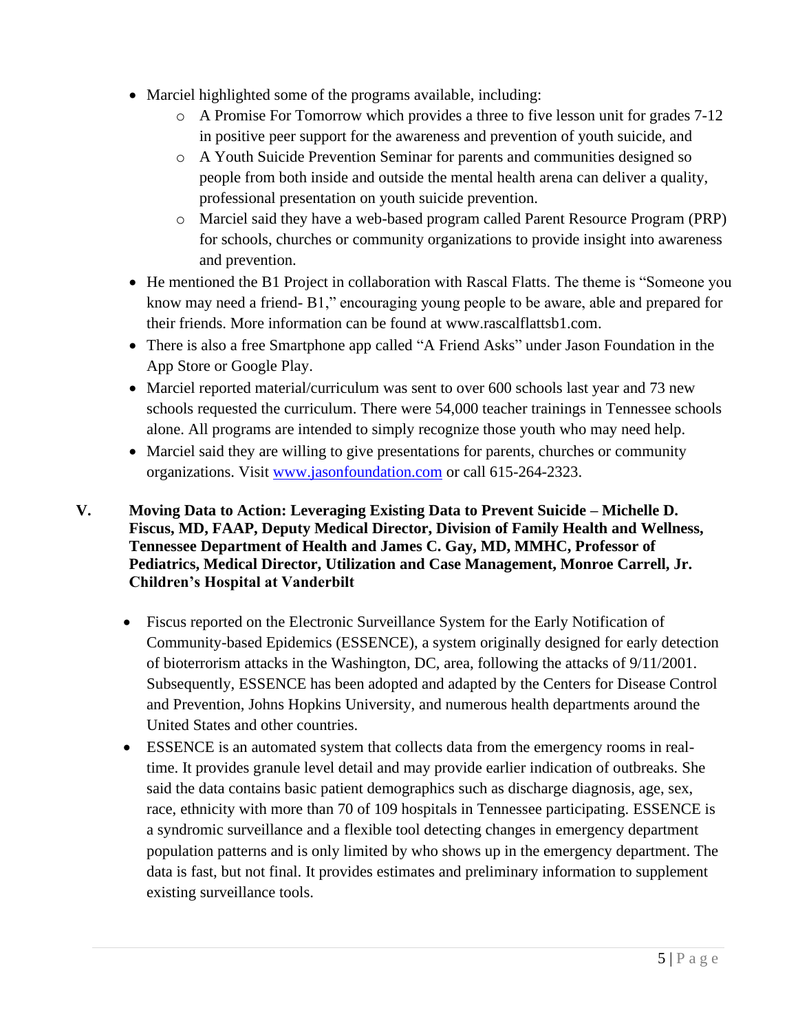- Marciel highlighted some of the programs available, including:
    - A Promise For Tomorrow which provides a three to five lesson unit for grades 7-12 in positive peer support for the awareness and prevention of youth suicide, and
    - A Youth Suicide Prevention Seminar for parents and communities designed so people from both inside and outside the mental health arena can deliver a quality, professional presentation on youth suicide prevention.
    - Marciel said they have a web-based program called Parent Resource Program (PRP) for schools, churches or community organizations to provide insight into awareness and prevention.
- He mentioned the B1 Project in collaboration with Rascal Flatts. The theme is "Someone you know may need a friend- B1," encouraging young people to be aware, able and prepared for their friends. More information can be found at www.rascalflattsb1.com.
- There is also a free Smartphone app called "A Friend Asks" under Jason Foundation in the App Store or Google Play.
- Marciel reported material/curriculum was sent to over 600 schools last year and 73 new schools requested the curriculum. There were 54,000 teacher trainings in Tennessee schools alone. All programs are intended to simply recognize those youth who may need help.
- Marciel said they are willing to give presentations for parents, churches or community organizations. Visit [www.jasonfoundation.com](http://www.jasonfoundation.com) or call 615-264-2323.

## V. Moving Data to Action: Leveraging Existing Data to Prevent Suicide – Michelle D. Fiscus, MD, FAAP, Deputy Medical Director, Division of Family Health and Wellness, Tennessee Department of Health and James C. Gay, MD, MMHC, Professor of Pediatrics, Medical Director, Utilization and Case Management, Monroe Carrell, Jr. Children's Hospital at Vanderbilt

- Fiscus reported on the Electronic Surveillance System for the Early Notification of Community-based Epidemics (ESSENCE), a system originally designed for early detection of bioterrorism attacks in the Washington, DC, area, following the attacks of 9/11/2001. Subsequently, ESSENCE has been adopted and adapted by the Centers for Disease Control and Prevention, Johns Hopkins University, and numerous health departments around the United States and other countries.
- ESSENCE is an automated system that collects data from the emergency rooms in real-time. It provides granule level detail and may provide earlier indication of outbreaks. She said the data contains basic patient demographics such as discharge diagnosis, age, sex, race, ethnicity with more than 70 of 109 hospitals in Tennessee participating. ESSENCE is a syndromic surveillance and a flexible tool detecting changes in emergency department population patterns and is only limited by who shows up in the emergency department. The data is fast, but not final. It provides estimates and preliminary information to supplement existing surveillance tools.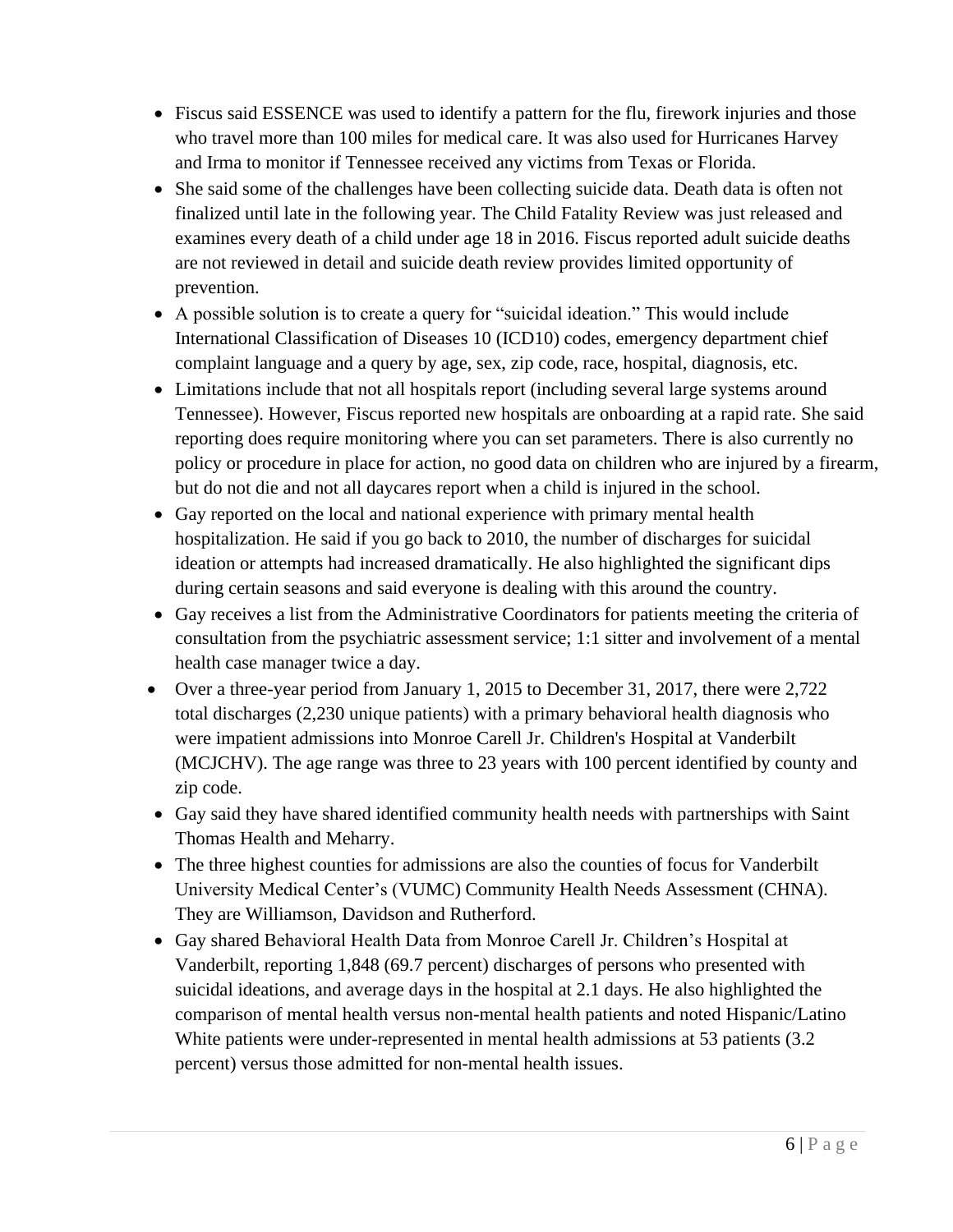- Fiscus said ESSENCE was used to identify a pattern for the flu, firework injuries and those who travel more than 100 miles for medical care. It was also used for Hurricanes Harvey and Irma to monitor if Tennessee received any victims from Texas or Florida.
- She said some of the challenges have been collecting suicide data. Death data is often not finalized until late in the following year. The Child Fatality Review was just released and examines every death of a child under age 18 in 2016. Fiscus reported adult suicide deaths are not reviewed in detail and suicide death review provides limited opportunity of prevention.
- A possible solution is to create a query for "suicidal ideation." This would include International Classification of Diseases 10 (ICD10) codes, emergency department chief complaint language and a query by age, sex, zip code, race, hospital, diagnosis, etc.
- Limitations include that not all hospitals report (including several large systems around Tennessee). However, Fiscus reported new hospitals are onboarding at a rapid rate. She said reporting does require monitoring where you can set parameters. There is also currently no policy or procedure in place for action, no good data on children who are injured by a firearm, but do not die and not all daycares report when a child is injured in the school.
- Gay reported on the local and national experience with primary mental health hospitalization. He said if you go back to 2010, the number of discharges for suicidal ideation or attempts had increased dramatically. He also highlighted the significant dips during certain seasons and said everyone is dealing with this around the country.
- Gay receives a list from the Administrative Coordinators for patients meeting the criteria of consultation from the psychiatric assessment service; 1:1 sitter and involvement of a mental health case manager twice a day.
- Over a three-year period from January 1, 2015 to December 31, 2017, there were 2,722 total discharges (2,230 unique patients) with a primary behavioral health diagnosis who were impatient admissions into Monroe Carell Jr. Children's Hospital at Vanderbilt (MCJCHV). The age range was three to 23 years with 100 percent identified by county and zip code.
- Gay said they have shared identified community health needs with partnerships with Saint Thomas Health and Meharry.
- The three highest counties for admissions are also the counties of focus for Vanderbilt University Medical Center's (VUMC) Community Health Needs Assessment (CHNA). They are Williamson, Davidson and Rutherford.
- Gay shared Behavioral Health Data from Monroe Carell Jr. Children's Hospital at Vanderbilt, reporting 1,848 (69.7 percent) discharges of persons who presented with suicidal ideations, and average days in the hospital at 2.1 days. He also highlighted the comparison of mental health versus non-mental health patients and noted Hispanic/Latino White patients were under-represented in mental health admissions at 53 patients (3.2 percent) versus those admitted for non-mental health issues.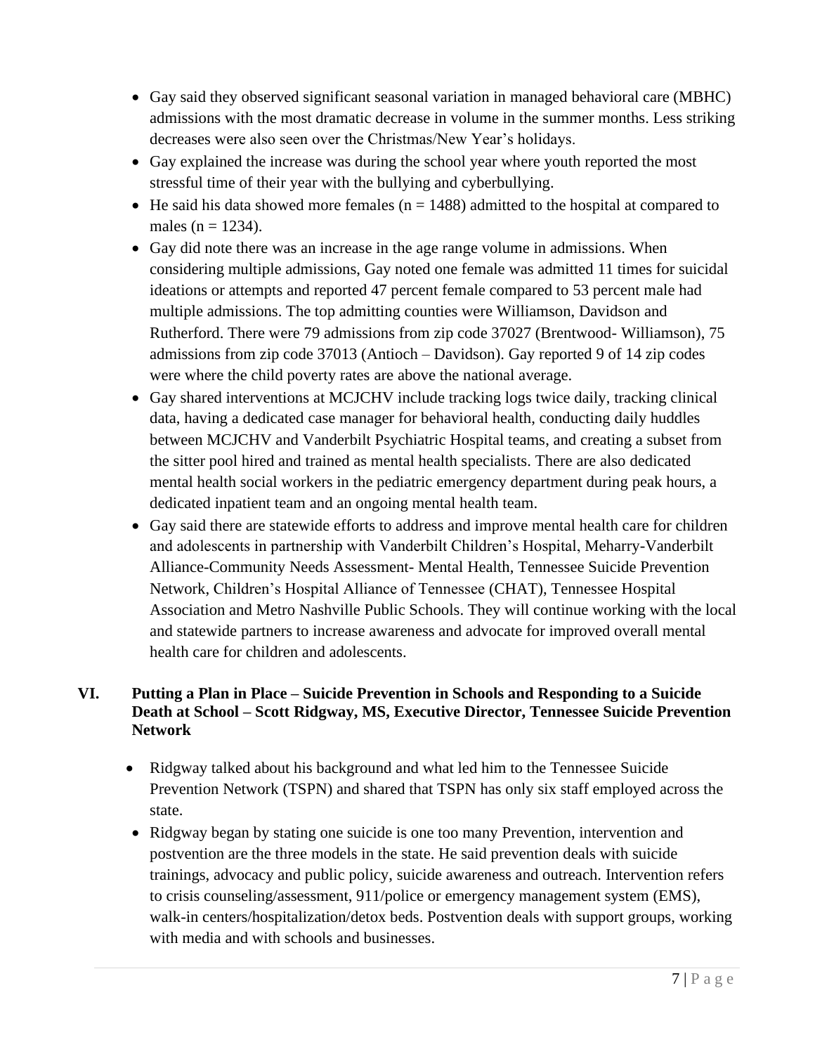- Gay said they observed significant seasonal variation in managed behavioral care (MBHC) admissions with the most dramatic decrease in volume in the summer months. Less striking decreases were also seen over the Christmas/New Year's holidays.
- Gay explained the increase was during the school year where youth reported the most stressful time of their year with the bullying and cyberbullying.
- He said his data showed more females (n = 1488) admitted to the hospital at compared to males (n = 1234).
- Gay did note there was an increase in the age range volume in admissions. When considering multiple admissions, Gay noted one female was admitted 11 times for suicidal ideations or attempts and reported 47 percent female compared to 53 percent male had multiple admissions. The top admitting counties were Williamson, Davidson and Rutherford. There were 79 admissions from zip code 37027 (Brentwood- Williamson), 75 admissions from zip code 37013 (Antioch – Davidson). Gay reported 9 of 14 zip codes were where the child poverty rates are above the national average.
- Gay shared interventions at MCJCHV include tracking logs twice daily, tracking clinical data, having a dedicated case manager for behavioral health, conducting daily huddles between MCJCHV and Vanderbilt Psychiatric Hospital teams, and creating a subset from the sitter pool hired and trained as mental health specialists. There are also dedicated mental health social workers in the pediatric emergency department during peak hours, a dedicated inpatient team and an ongoing mental health team.
- Gay said there are statewide efforts to address and improve mental health care for children and adolescents in partnership with Vanderbilt Children's Hospital, Meharry-Vanderbilt Alliance-Community Needs Assessment- Mental Health, Tennessee Suicide Prevention Network, Children's Hospital Alliance of Tennessee (CHAT), Tennessee Hospital Association and Metro Nashville Public Schools. They will continue working with the local and statewide partners to increase awareness and advocate for improved overall mental health care for children and adolescents.

## VI. Putting a Plan in Place – Suicide Prevention in Schools and Responding to a Suicide Death at School – Scott Ridgway, MS, Executive Director, Tennessee Suicide Prevention Network

- Ridgway talked about his background and what led him to the Tennessee Suicide Prevention Network (TSPN) and shared that TSPN has only six staff employed across the state.
- Ridgway began by stating one suicide is one too many Prevention, intervention and postvention are the three models in the state. He said prevention deals with suicide trainings, advocacy and public policy, suicide awareness and outreach. Intervention refers to crisis counseling/assessment, 911/police or emergency management system (EMS), walk-in centers/hospitalization/detox beds. Postvention deals with support groups, working with media and with schools and businesses.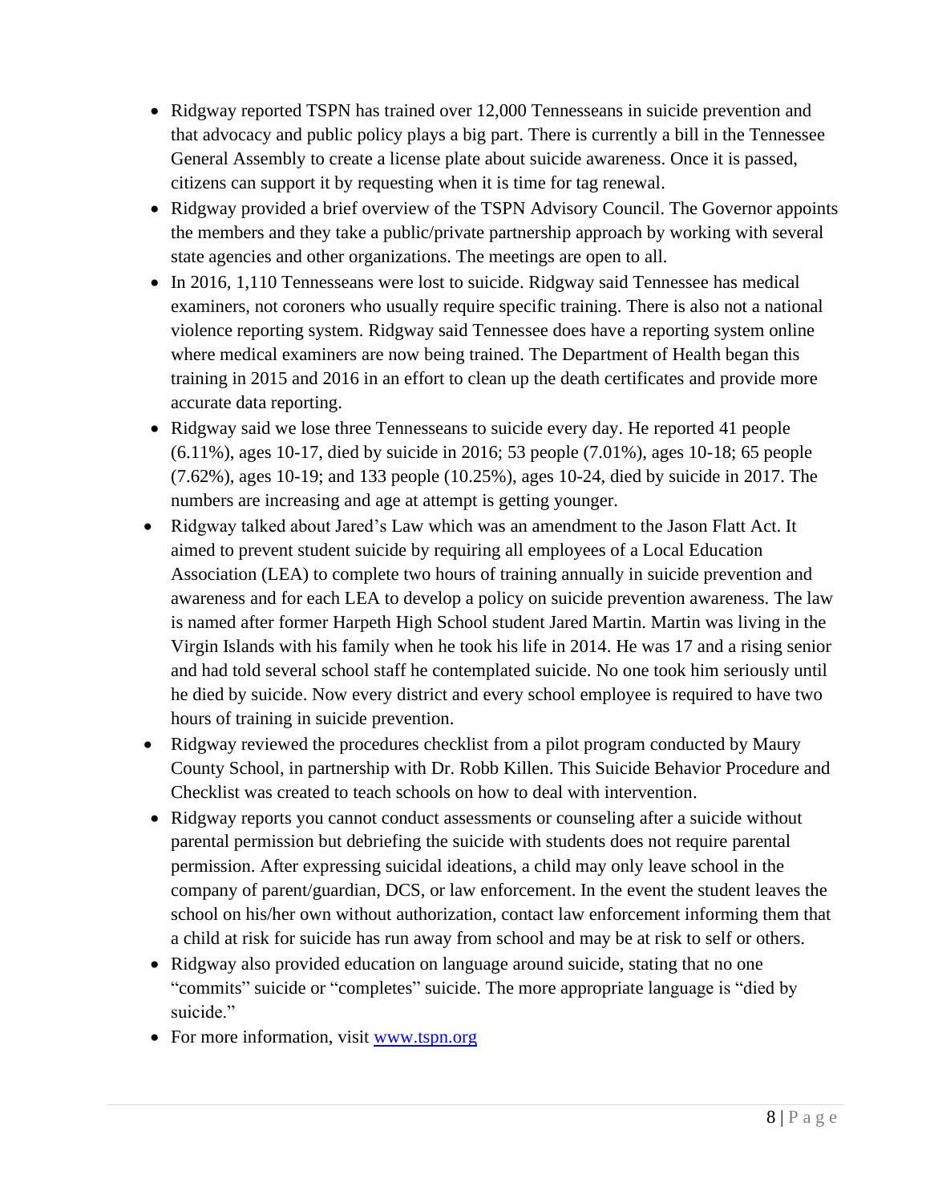- Ridgway reported TSPN has trained over 12,000 Tennesseans in suicide prevention and that advocacy and public policy plays a big part. There is currently a bill in the Tennessee General Assembly to create a license plate about suicide awareness. Once it is passed, citizens can support it by requesting when it is time for tag renewal.
- Ridgway provided a brief overview of the TSPN Advisory Council. The Governor appoints the members and they take a public/private partnership approach by working with several state agencies and other organizations. The meetings are open to all.
- In 2016, 1,110 Tennesseans were lost to suicide. Ridgway said Tennessee has medical examiners, not coroners who usually require specific training. There is also not a national violence reporting system. Ridgway said Tennessee does have a reporting system online where medical examiners are now being trained. The Department of Health began this training in 2015 and 2016 in an effort to clean up the death certificates and provide more accurate data reporting.
- Ridgway said we lose three Tennesseans to suicide every day. He reported 41 people (6.11%), ages 10-17, died by suicide in 2016; 53 people (7.01%), ages 10-18; 65 people (7.62%), ages 10-19; and 133 people (10.25%), ages 10-24, died by suicide in 2017. The numbers are increasing and age at attempt is getting younger.
- Ridgway talked about Jared's Law which was an amendment to the Jason Flatt Act. It aimed to prevent student suicide by requiring all employees of a Local Education Association (LEA) to complete two hours of training annually in suicide prevention and awareness and for each LEA to develop a policy on suicide prevention awareness. The law is named after former Harpeth High School student Jared Martin. Martin was living in the Virgin Islands with his family when he took his life in 2014. He was 17 and a rising senior and had told several school staff he contemplated suicide. No one took him seriously until he died by suicide. Now every district and every school employee is required to have two hours of training in suicide prevention.
- Ridgway reviewed the procedures checklist from a pilot program conducted by Maury County School, in partnership with Dr. Robb Killen. This Suicide Behavior Procedure and Checklist was created to teach schools on how to deal with intervention.
- Ridgway reports you cannot conduct assessments or counseling after a suicide without parental permission but debriefing the suicide with students does not require parental permission. After expressing suicidal ideations, a child may only leave school in the company of parent/guardian, DCS, or law enforcement. In the event the student leaves the school on his/her own without authorization, contact law enforcement informing them that a child at risk for suicide has run away from school and may be at risk to self or others.
- Ridgway also provided education on language around suicide, stating that no one "commits" suicide or "completes" suicide. The more appropriate language is "died by suicide."
- For more information, visit [www.tspn.org](www.tspn.org)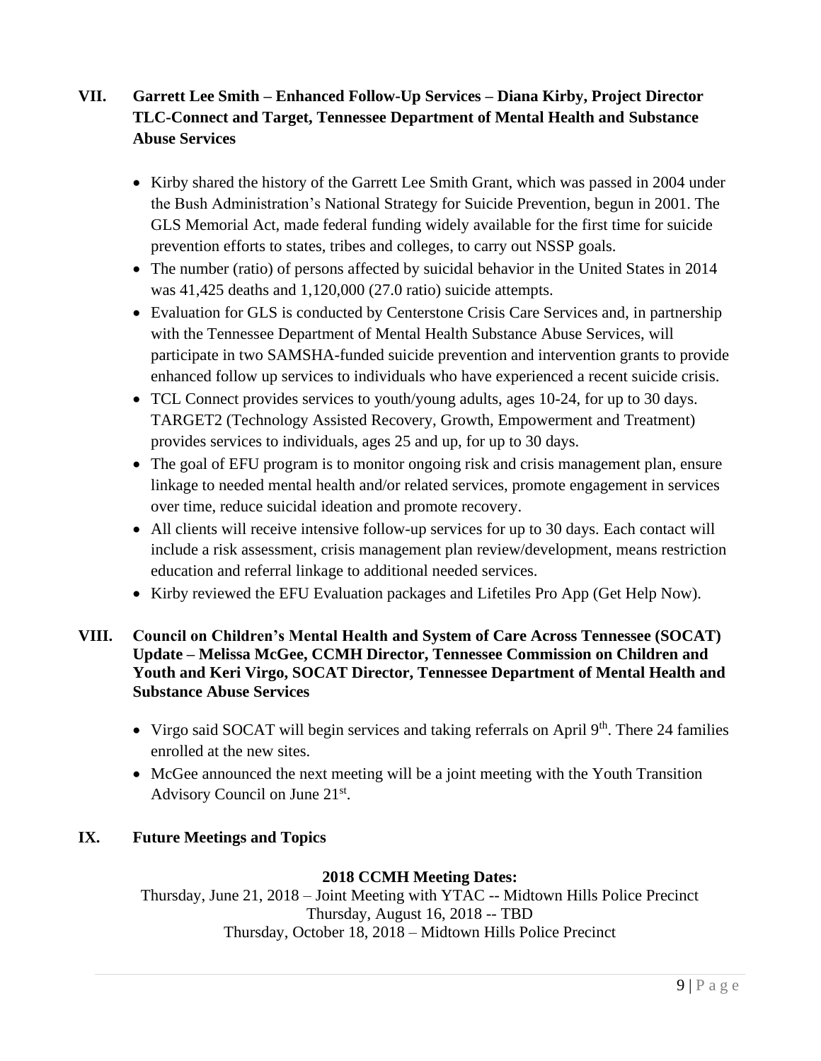## VII. Garrett Lee Smith – Enhanced Follow-Up Services – Diana Kirby, Project Director TLC-Connect and Target, Tennessee Department of Mental Health and Substance Abuse Services

- Kirby shared the history of the Garrett Lee Smith Grant, which was passed in 2004 under the Bush Administration's National Strategy for Suicide Prevention, begun in 2001. The GLS Memorial Act, made federal funding widely available for the first time for suicide prevention efforts to states, tribes and colleges, to carry out NSSP goals.
- The number (ratio) of persons affected by suicidal behavior in the United States in 2014 was 41,425 deaths and 1,120,000 (27.0 ratio) suicide attempts.
- Evaluation for GLS is conducted by Centerstone Crisis Care Services and, in partnership with the Tennessee Department of Mental Health Substance Abuse Services, will participate in two SAMSHA-funded suicide prevention and intervention grants to provide enhanced follow up services to individuals who have experienced a recent suicide crisis.
- TCL Connect provides services to youth/young adults, ages 10-24, for up to 30 days. TARGET2 (Technology Assisted Recovery, Growth, Empowerment and Treatment) provides services to individuals, ages 25 and up, for up to 30 days.
- The goal of EFU program is to monitor ongoing risk and crisis management plan, ensure linkage to needed mental health and/or related services, promote engagement in services over time, reduce suicidal ideation and promote recovery.
- All clients will receive intensive follow-up services for up to 30 days. Each contact will include a risk assessment, crisis management plan review/development, means restriction education and referral linkage to additional needed services.
- Kirby reviewed the EFU Evaluation packages and Lifetiles Pro App (Get Help Now).

## VIII. Council on Children's Mental Health and System of Care Across Tennessee (SOCAT) Update – Melissa McGee, CCMH Director, Tennessee Commission on Children and Youth and Keri Virgo, SOCAT Director, Tennessee Department of Mental Health and Substance Abuse Services

- Virgo said SOCAT will begin services and taking referrals on April 9th. There 24 families enrolled at the new sites.
- McGee announced the next meeting will be a joint meeting with the Youth Transition Advisory Council on June 21st.

## IX. Future Meetings and Topics

**2018 CCMH Meeting Dates:**

Thursday, June 21, 2018 – Joint Meeting with YTAC -- Midtown Hills Police Precinct
Thursday, August 16, 2018 -- TBD
Thursday, October 18, 2018 – Midtown Hills Police Precinct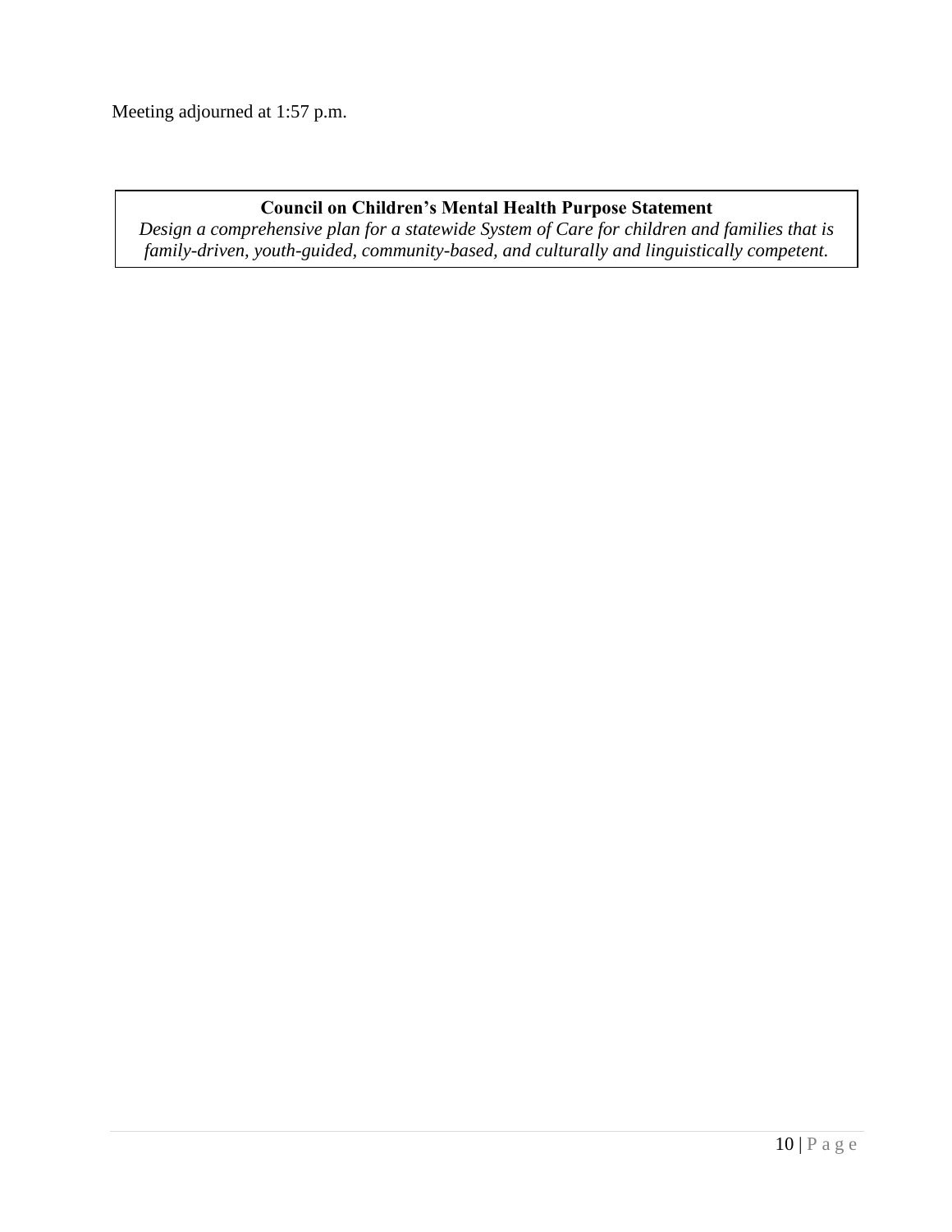Meeting adjourned at 1:57 p.m.

**Council on Children's Mental Health Purpose Statement**

*Design a comprehensive plan for a statewide System of Care for children and families that is family-driven, youth-guided, community-based, and culturally and linguistically competent.*